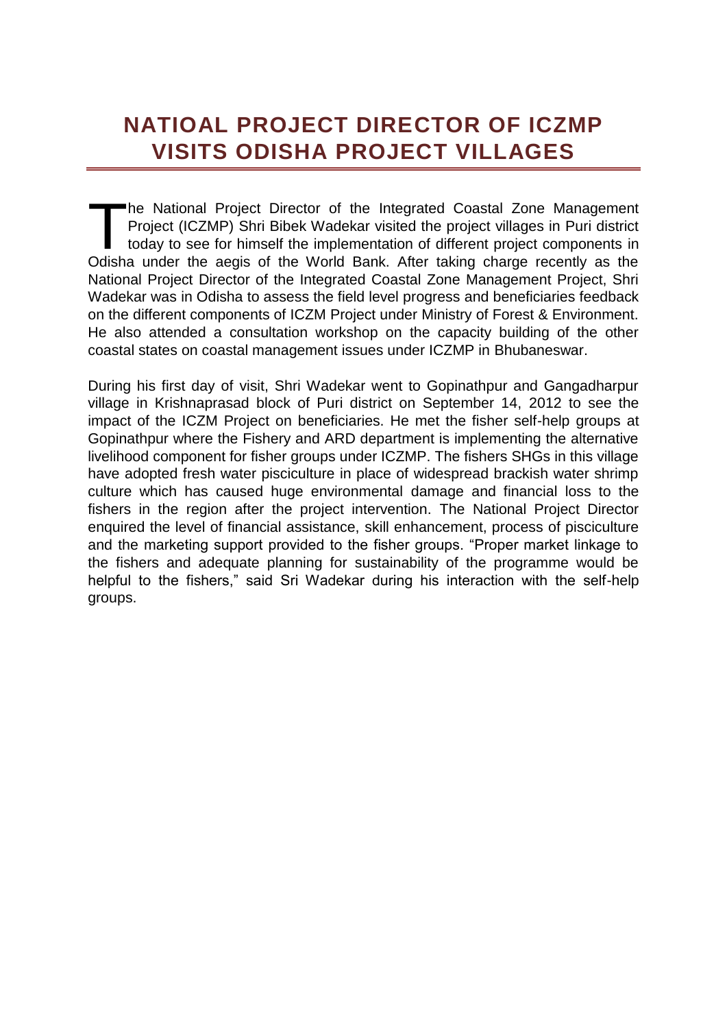# NATIOAL PROJECT DIRECTOR OF ICZMP VISITS ODISHA PROJECT VILLAGES

The National Project Director of the Integrated Coastal Zone Management Project (ICZMP) Shri Bibek Wadekar visited the project villages in Puri district today to see for himself the implementation of different project components in Odisha under the aegis of the World Bank. After taking charge recently as the National Project Director of the Integrated Coastal Zone Management Project, Shri Wadekar was in Odisha to assess the field level progress and beneficiaries feedback on the different components of ICZM Project under Ministry of Forest & Environment. He also attended a consultation workshop on the capacity building of the other coastal states on coastal management issues under ICZMP in Bhubaneswar.

During his first day of visit, Shri Wadekar went to Gopinathpur and Gangadharpur village in Krishnaprasad block of Puri district on September 14, 2012 to see the impact of the ICZM Project on beneficiaries. He met the fisher self-help groups at Gopinathpur where the Fishery and ARD department is implementing the alternative livelihood component for fisher groups under ICZMP. The fishers SHGs in this village have adopted fresh water pisciculture in place of widespread brackish water shrimp culture which has caused huge environmental damage and financial loss to the fishers in the region after the project intervention. The National Project Director enquired the level of financial assistance, skill enhancement, process of pisciculture and the marketing support provided to the fisher groups. "Proper market linkage to the fishers and adequate planning for sustainability of the programme would be helpful to the fishers," said Sri Wadekar during his interaction with the self-help groups.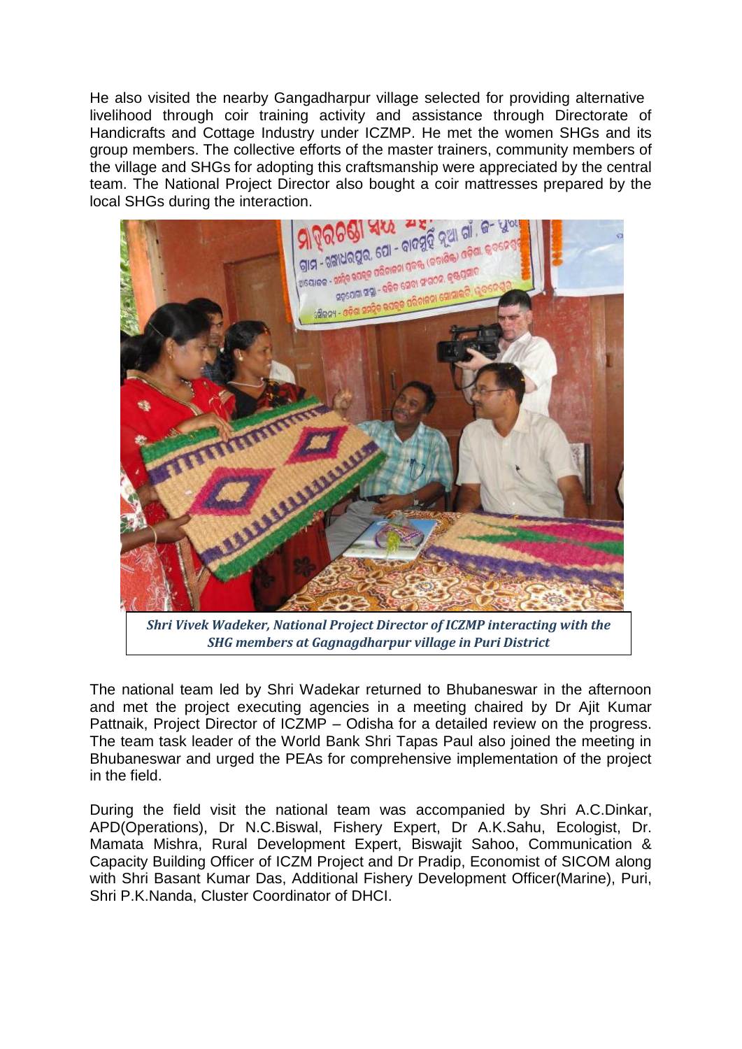He also visited the nearby Gangadharpur village selected for providing alternative livelihood through coir training activity and assistance through Directorate of Handicrafts and Cottage Industry under ICZMP. He met the women SHGs and its group members. The collective efforts of the master trainers, community members of the village and SHGs for adopting this craftsmanship were appreciated by the central team. The National Project Director also bought a coir mattresses prepared by the local SHGs during the interaction.

*Shri Vivek Wadeker, National Project Director of ICZMP interacting with the SHG members at Gagnagdharpur village in Puri District*

The national team led by Shri Wadekar returned to Bhubaneswar in the afternoon and met the project executing agencies in a meeting chaired by Dr Ajit Kumar Pattnaik, Project Director of ICZMP – Odisha for a detailed review on the progress. The team task leader of the World Bank Shri Tapas Paul also joined the meeting in Bhubaneswar and urged the PEAs for comprehensive implementation of the project in the field.

During the field visit the national team was accompanied by Shri A.C.Dinkar, APD(Operations), Dr N.C.Biswal, Fishery Expert, Dr A.K.Sahu, Ecologist, Dr. Mamata Mishra, Rural Development Expert, Biswajit Sahoo, Communication & Capacity Building Officer of ICZM Project and Dr Pradip, Economist of SICOM along with Shri Basant Kumar Das, Additional Fishery Development Officer(Marine), Puri, Shri P.K.Nanda, Cluster Coordinator of DHCI.